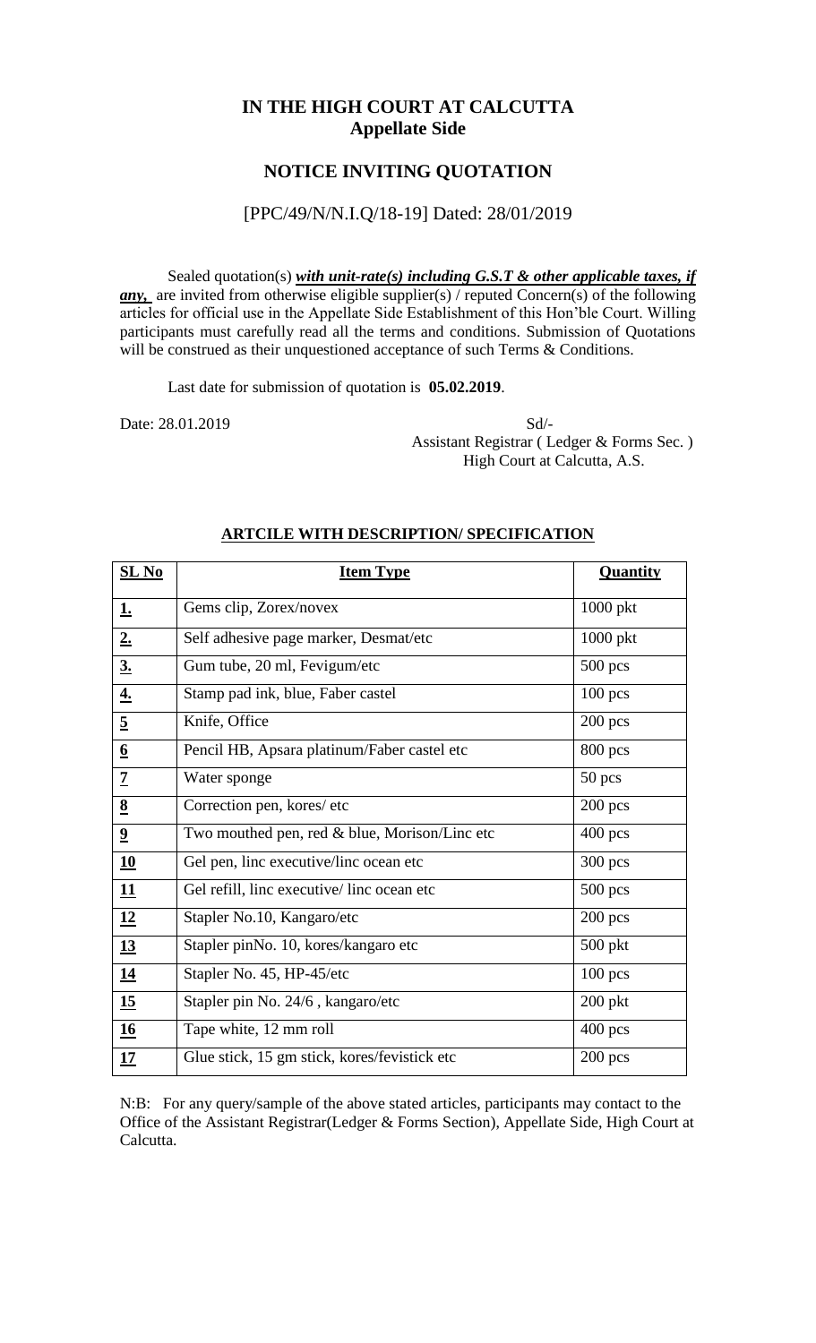# IN THE HIGH COURT AT CALCUTTA
## Appellate Side

## NOTICE INVITING QUOTATION

[PPC/49/N/N.I.Q/18-19] Dated: 28/01/2019

Sealed quotation(s) ***with unit-rate(s) including G.S.T & other applicable taxes, if any,*** are invited from otherwise eligible supplier(s) / reputed Concern(s) of the following articles for official use in the Appellate Side Establishment of this Hon'ble Court. Willing participants must carefully read all the terms and conditions. Submission of Quotations will be construed as their unquestioned acceptance of such Terms & Conditions.

Last date for submission of quotation is **05.02.2019**.

Date: 28.01.2019

Sd/-
Assistant Registrar ( Ledger & Forms Sec. )
High Court at Calcutta, A.S.

**ARTCILE WITH DESCRIPTION/ SPECIFICATION**

| SL No | Item Type | Quantity |
|---|---|---|
| 1. | Gems clip, Zorex/novex | 1000 pkt |
| 2. | Self adhesive page marker, Desmat/etc | 1000 pkt |
| 3. | Gum tube, 20 ml, Fevigum/etc | 500 pcs |
| 4. | Stamp pad ink, blue, Faber castel | 100 pcs |
| 5 | Knife, Office | 200 pcs |
| 6 | Pencil HB, Apsara platinum/Faber castel etc | 800 pcs |
| 7 | Water sponge | 50 pcs |
| 8 | Correction pen, kores/ etc | 200 pcs |
| 9 | Two mouthed pen, red & blue, Morison/Linc etc | 400 pcs |
| 10 | Gel pen, linc executive/linc ocean etc | 300 pcs |
| 11 | Gel refill, linc executive/ linc ocean etc | 500 pcs |
| 12 | Stapler No.10, Kangaro/etc | 200 pcs |
| 13 | Stapler pinNo. 10, kores/kangaro etc | 500 pkt |
| 14 | Stapler No. 45, HP-45/etc | 100 pcs |
| 15 | Stapler pin No. 24/6 , kangaro/etc | 200 pkt |
| 16 | Tape white, 12 mm roll | 400 pcs |
| 17 | Glue stick, 15 gm stick, kores/fevistick etc | 200 pcs |

N:B: For any query/sample of the above stated articles, participants may contact to the Office of the Assistant Registrar(Ledger & Forms Section), Appellate Side, High Court at Calcutta.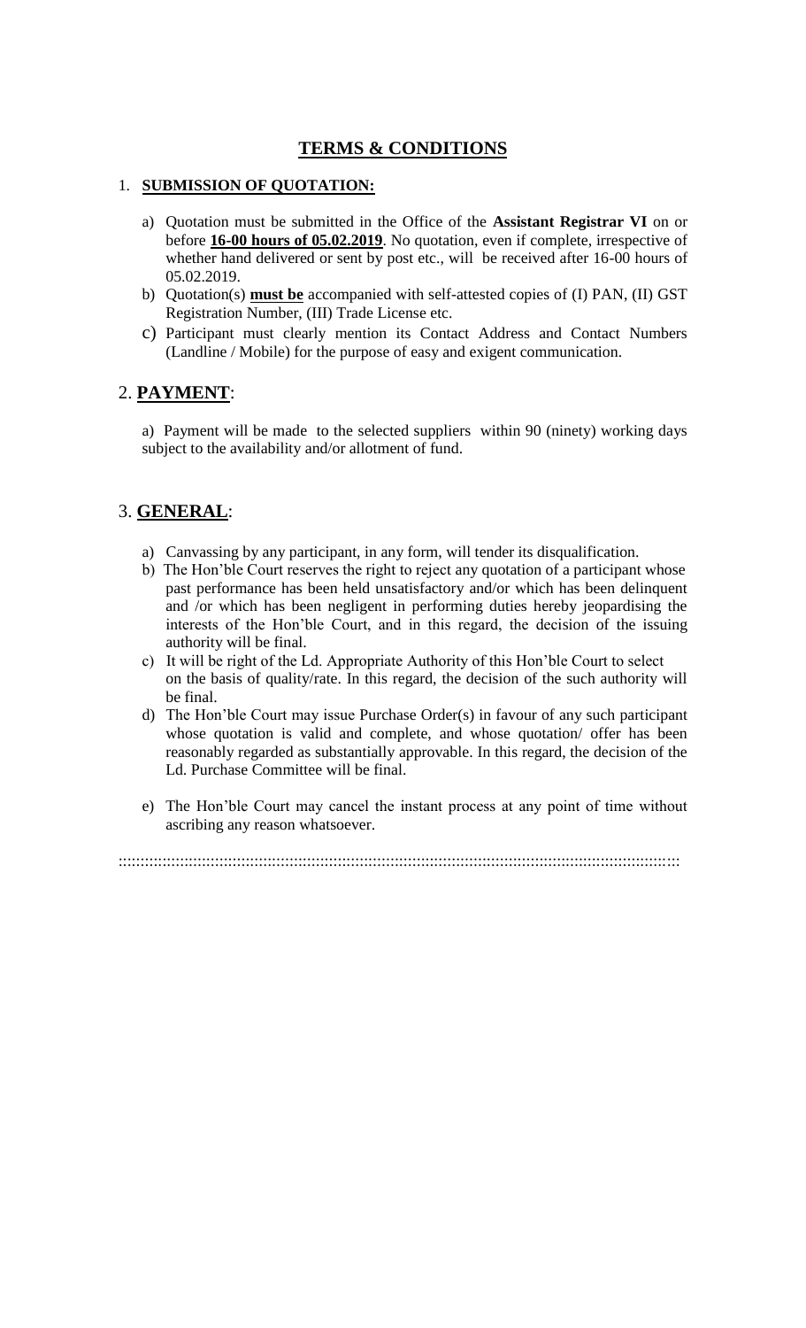# TERMS & CONDITIONS

## 1. SUBMISSION OF QUOTATION:

a) Quotation must be submitted in the Office of the **Assistant Registrar VI** on or before **16-00 hours of 05.02.2019**. No quotation, even if complete, irrespective of whether hand delivered or sent by post etc., will be received after 16-00 hours of 05.02.2019.

b) Quotation(s) **must be** accompanied with self-attested copies of (I) PAN, (II) GST Registration Number, (III) Trade License etc.

c) Participant must clearly mention its Contact Address and Contact Numbers (Landline / Mobile) for the purpose of easy and exigent communication.

## 2. PAYMENT:

a) Payment will be made to the selected suppliers within 90 (ninety) working days subject to the availability and/or allotment of fund.

## 3. GENERAL:

a) Canvassing by any participant, in any form, will tender its disqualification.

b) The Hon'ble Court reserves the right to reject any quotation of a participant whose past performance has been held unsatisfactory and/or which has been delinquent and /or which has been negligent in performing duties hereby jeopardising the interests of the Hon'ble Court, and in this regard, the decision of the issuing authority will be final.

c) It will be right of the Ld. Appropriate Authority of this Hon'ble Court to select on the basis of quality/rate. In this regard, the decision of the such authority will be final.

d) The Hon'ble Court may issue Purchase Order(s) in favour of any such participant whose quotation is valid and complete, and whose quotation/ offer has been reasonably regarded as substantially approvable. In this regard, the decision of the Ld. Purchase Committee will be final.

e) The Hon'ble Court may cancel the instant process at any point of time without ascribing any reason whatsoever.

::::::::::::::::::::::::::::::::::::::::::::::::::::::::::::::::::::::::::::::::::::::::::::::::::::::::::::::::::::::::::::::::::::